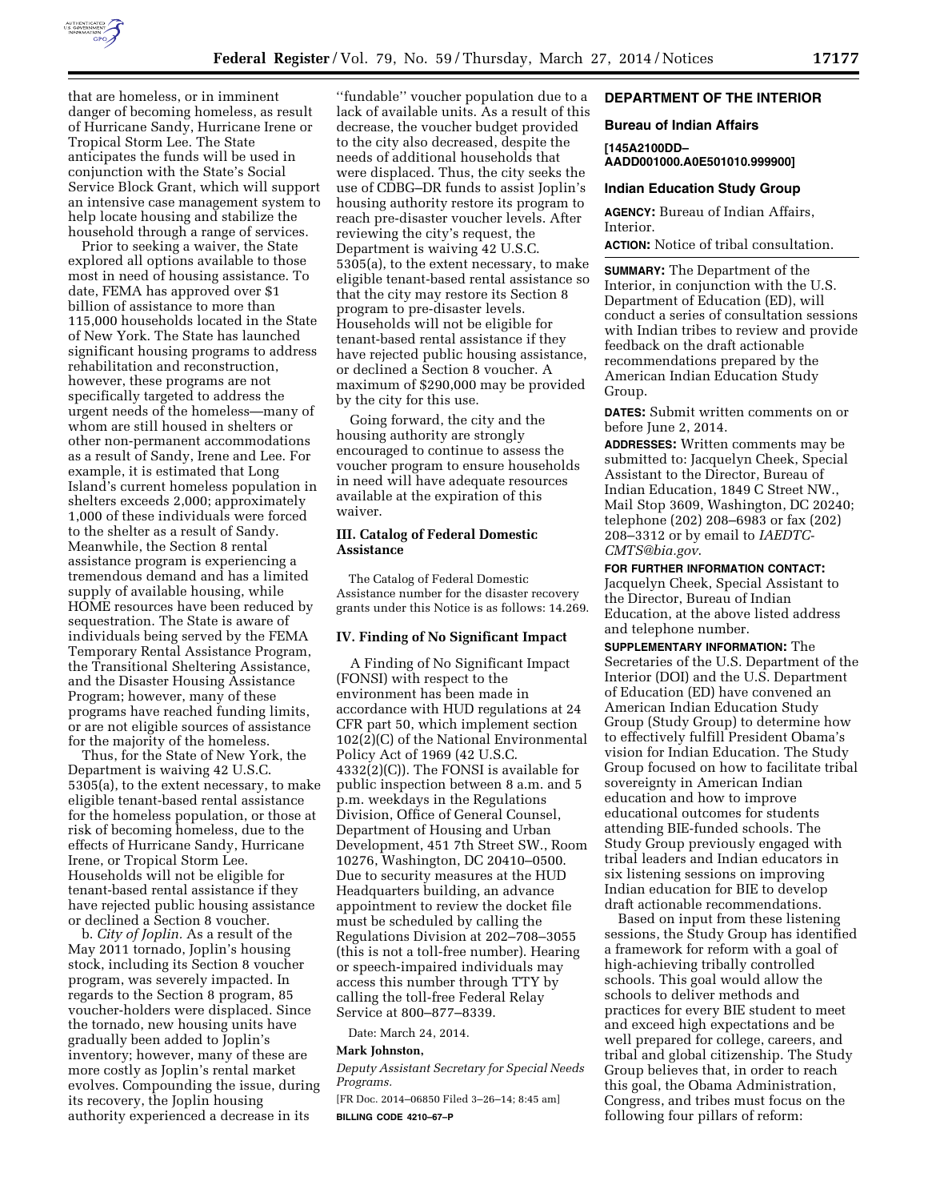that are homeless, or in imminent danger of becoming homeless, as result of Hurricane Sandy, Hurricane Irene or Tropical Storm Lee. The State anticipates the funds will be used in conjunction with the State's Social Service Block Grant, which will support an intensive case management system to help locate housing and stabilize the household through a range of services.

Prior to seeking a waiver, the State explored all options available to those most in need of housing assistance. To date, FEMA has approved over $1 billion of assistance to more than 115,000 households located in the State of New York. The State has launched significant housing programs to address rehabilitation and reconstruction, however, these programs are not specifically targeted to address the urgent needs of the homeless—many of whom are still housed in shelters or other non-permanent accommodations as a result of Sandy, Irene and Lee. For example, it is estimated that Long Island's current homeless population in shelters exceeds 2,000; approximately 1,000 of these individuals were forced to the shelter as a result of Sandy. Meanwhile, the Section 8 rental assistance program is experiencing a tremendous demand and has a limited supply of available housing, while HOME resources have been reduced by sequestration. The State is aware of individuals being served by the FEMA Temporary Rental Assistance Program, the Transitional Sheltering Assistance, and the Disaster Housing Assistance Program; however, many of these programs have reached funding limits, or are not eligible sources of assistance for the majority of the homeless.

Thus, for the State of New York, the Department is waiving 42 U.S.C. 5305(a), to the extent necessary, to make eligible tenant-based rental assistance for the homeless population, or those at risk of becoming homeless, due to the effects of Hurricane Sandy, Hurricane Irene, or Tropical Storm Lee. Households will not be eligible for tenant-based rental assistance if they have rejected public housing assistance or declined a Section 8 voucher.

b. *City of Joplin.* As a result of the May 2011 tornado, Joplin's housing stock, including its Section 8 voucher program, was severely impacted. In regards to the Section 8 program, 85 voucher-holders were displaced. Since the tornado, new housing units have gradually been added to Joplin's inventory; however, many of these are more costly as Joplin's rental market evolves. Compounding the issue, during its recovery, the Joplin housing authority experienced a decrease in its ''fundable'' voucher population due to a lack of available units. As a result of this decrease, the voucher budget provided to the city also decreased, despite the needs of additional households that were displaced. Thus, the city seeks the use of CDBG–DR funds to assist Joplin's housing authority restore its program to reach pre-disaster voucher levels. After reviewing the city's request, the Department is waiving 42 U.S.C. 5305(a), to the extent necessary, to make eligible tenant-based rental assistance so that the city may restore its Section 8 program to pre-disaster levels. Households will not be eligible for tenant-based rental assistance if they have rejected public housing assistance, or declined a Section 8 voucher. A maximum of $290,000 may be provided by the city for this use.

Going forward, the city and the housing authority are strongly encouraged to continue to assess the voucher program to ensure households in need will have adequate resources available at the expiration of this waiver.

## III. Catalog of Federal Domestic Assistance

The Catalog of Federal Domestic Assistance number for the disaster recovery grants under this Notice is as follows: 14.269.

## IV. Finding of No Significant Impact

A Finding of No Significant Impact (FONSI) with respect to the environment has been made in accordance with HUD regulations at 24 CFR part 50, which implement section 102(2)(C) of the National Environmental Policy Act of 1969 (42 U.S.C. 4332(2)(C)). The FONSI is available for public inspection between 8 a.m. and 5 p.m. weekdays in the Regulations Division, Office of General Counsel, Department of Housing and Urban Development, 451 7th Street SW., Room 10276, Washington, DC 20410–0500. Due to security measures at the HUD Headquarters building, an advance appointment to review the docket file must be scheduled by calling the Regulations Division at 202–708–3055 (this is not a toll-free number). Hearing or speech-impaired individuals may access this number through TTY by calling the toll-free Federal Relay Service at 800–877–8339.

Date: March 24, 2014.

**Mark Johnston,**

*Deputy Assistant Secretary for Special Needs Programs.*

[FR Doc. 2014–06850 Filed 3–26–14; 8:45 am]

**BILLING CODE 4210–67–P**

## DEPARTMENT OF THE INTERIOR

### Bureau of Indian Affairs

**[145A2100DD–AADD001000.A0E501010.999900]**

### Indian Education Study Group

**AGENCY:** Bureau of Indian Affairs, Interior.

**ACTION:** Notice of tribal consultation.

**SUMMARY:** The Department of the Interior, in conjunction with the U.S. Department of Education (ED), will conduct a series of consultation sessions with Indian tribes to review and provide feedback on the draft actionable recommendations prepared by the American Indian Education Study Group.

**DATES:** Submit written comments on or before June 2, 2014.

**ADDRESSES:** Written comments may be submitted to: Jacquelyn Cheek, Special Assistant to the Director, Bureau of Indian Education, 1849 C Street NW., Mail Stop 3609, Washington, DC 20240; telephone (202) 208–6983 or fax (202) 208–3312 or by email to *IAEDTC-CMTS@bia.gov*.

**FOR FURTHER INFORMATION CONTACT:** Jacquelyn Cheek, Special Assistant to the Director, Bureau of Indian Education, at the above listed address and telephone number.

**SUPPLEMENTARY INFORMATION:** The Secretaries of the U.S. Department of the Interior (DOI) and the U.S. Department of Education (ED) have convened an American Indian Education Study Group (Study Group) to determine how to effectively fulfill President Obama's vision for Indian Education. The Study Group focused on how to facilitate tribal sovereignty in American Indian education and how to improve educational outcomes for students attending BIE-funded schools. The Study Group previously engaged with tribal leaders and Indian educators in six listening sessions on improving Indian education for BIE to develop draft actionable recommendations.

Based on input from these listening sessions, the Study Group has identified a framework for reform with a goal of high-achieving tribally controlled schools. This goal would allow the schools to deliver methods and practices for every BIE student to meet and exceed high expectations and be well prepared for college, careers, and tribal and global citizenship. The Study Group believes that, in order to reach this goal, the Obama Administration, Congress, and tribes must focus on the following four pillars of reform: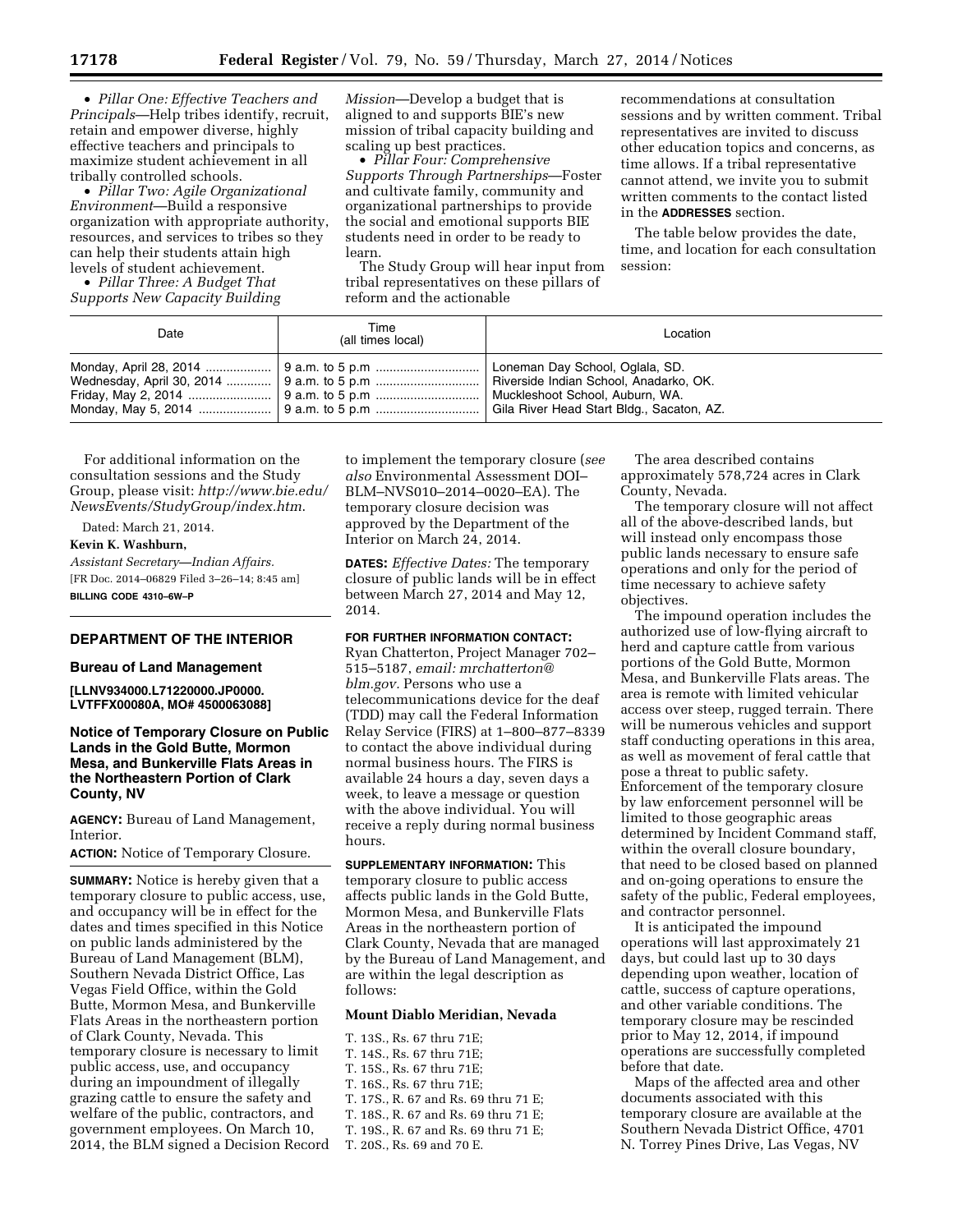- *Pillar One: Effective Teachers and Principals*—Help tribes identify, recruit, retain and empower diverse, highly effective teachers and principals to maximize student achievement in all tribally controlled schools.
- *Pillar Two: Agile Organizational Environment*—Build a responsive organization with appropriate authority, resources, and services to tribes so they can help their students attain high levels of student achievement.
- *Pillar Three: A Budget That Supports New Capacity Building Mission*—Develop a budget that is aligned to and supports BIE's new mission of tribal capacity building and scaling up best practices.
- *Pillar Four: Comprehensive Supports Through Partnerships*—Foster and cultivate family, community and organizational partnerships to provide the social and emotional supports BIE students need in order to be ready to learn.

The Study Group will hear input from tribal representatives on these pillars of reform and the actionable recommendations at consultation sessions and by written comment. Tribal representatives are invited to discuss other education topics and concerns, as time allows. If a tribal representative cannot attend, we invite you to submit written comments to the contact listed in the **ADDRESSES** section.

The table below provides the date, time, and location for each consultation session:

| Date | Time (all times local) | Location |
|---|---|---|
| Monday, April 28, 2014 | 9 a.m. to 5 p.m | Loneman Day School, Oglala, SD. |
| Wednesday, April 30, 2014 | 9 a.m. to 5 p.m | Riverside Indian School, Anadarko, OK. |
| Friday, May 2, 2014 | 9 a.m. to 5 p.m | Muckleshoot School, Auburn, WA. |
| Monday, May 5, 2014 | 9 a.m. to 5 p.m | Gila River Head Start Bldg., Sacaton, AZ. |

For additional information on the consultation sessions and the Study Group, please visit: *http://www.bie.edu/NewsEvents/StudyGroup/index.htm.*

Dated: March 21, 2014.

**Kevin K. Washburn,**

*Assistant Secretary—Indian Affairs.*

[FR Doc. 2014–06829 Filed 3–26–14; 8:45 am]

**BILLING CODE 4310–6W–P**

## DEPARTMENT OF THE INTERIOR

### Bureau of Land Management

**[LLNV934000.L71220000.JP0000. LVTFFX00080A, MO# 4500063088]**

### Notice of Temporary Closure on Public Lands in the Gold Butte, Mormon Mesa, and Bunkerville Flats Areas in the Northeastern Portion of Clark County, NV

**AGENCY:** Bureau of Land Management, Interior.

**ACTION:** Notice of Temporary Closure.

**SUMMARY:** Notice is hereby given that a temporary closure to public access, use, and occupancy will be in effect for the dates and times specified in this Notice on public lands administered by the Bureau of Land Management (BLM), Southern Nevada District Office, Las Vegas Field Office, within the Gold Butte, Mormon Mesa, and Bunkerville Flats Areas in the northeastern portion of Clark County, Nevada. This temporary closure is necessary to limit public access, use, and occupancy during an impoundment of illegally grazing cattle to ensure the safety and welfare of the public, contractors, and government employees. On March 10, 2014, the BLM signed a Decision Record to implement the temporary closure (*see also* Environmental Assessment DOI–BLM–NVS010–2014–0020–EA). The temporary closure decision was approved by the Department of the Interior on March 24, 2014.

**DATES:** *Effective Dates:* The temporary closure of public lands will be in effect between March 27, 2014 and May 12, 2014.

**FOR FURTHER INFORMATION CONTACT:** Ryan Chatterton, Project Manager 702–515–5187, *email: mrchatterton@blm.gov.* Persons who use a telecommunications device for the deaf (TDD) may call the Federal Information Relay Service (FIRS) at 1–800–877–8339 to contact the above individual during normal business hours. The FIRS is available 24 hours a day, seven days a week, to leave a message or question with the above individual. You will receive a reply during normal business hours.

**SUPPLEMENTARY INFORMATION:** This temporary closure to public access affects public lands in the Gold Butte, Mormon Mesa, and Bunkerville Flats Areas in the northeastern portion of Clark County, Nevada that are managed by the Bureau of Land Management, and are within the legal description as follows:

#### Mount Diablo Meridian, Nevada

T. 13S., Rs. 67 thru 71E;
T. 14S., Rs. 67 thru 71E;
T. 15S., Rs. 67 thru 71E;
T. 16S., Rs. 67 thru 71E;
T. 17S., R. 67 and Rs. 69 thru 71 E;
T. 18S., R. 67 and Rs. 69 thru 71 E;
T. 19S., R. 67 and Rs. 69 thru 71 E;
T. 20S., Rs. 69 and 70 E.

The area described contains approximately 578,724 acres in Clark County, Nevada.

The temporary closure will not affect all of the above-described lands, but will instead only encompass those public lands necessary to ensure safe operations and only for the period of time necessary to achieve safety objectives.

The impound operation includes the authorized use of low-flying aircraft to herd and capture cattle from various portions of the Gold Butte, Mormon Mesa, and Bunkerville Flats areas. The area is remote with limited vehicular access over steep, rugged terrain. There will be numerous vehicles and support staff conducting operations in this area, as well as movement of feral cattle that pose a threat to public safety. Enforcement of the temporary closure by law enforcement personnel will be limited to those geographic areas determined by Incident Command staff, within the overall closure boundary, that need to be closed based on planned and on-going operations to ensure the safety of the public, Federal employees, and contractor personnel.

It is anticipated the impound operations will last approximately 21 days, but could last up to 30 days depending upon weather, location of cattle, success of capture operations, and other variable conditions. The temporary closure may be rescinded prior to May 12, 2014, if impound operations are successfully completed before that date.

Maps of the affected area and other documents associated with this temporary closure are available at the Southern Nevada District Office, 4701 N. Torrey Pines Drive, Las Vegas, NV